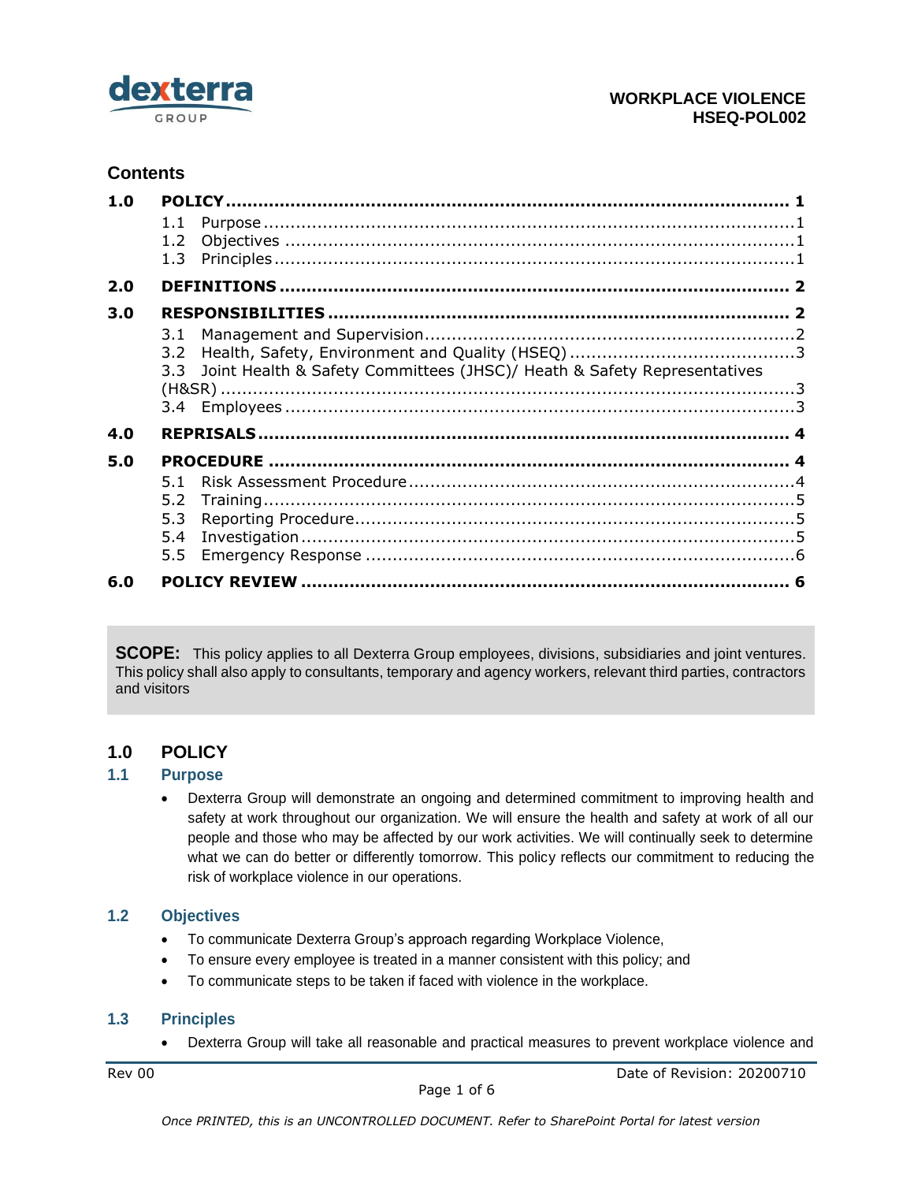# WORKPLACE VIOLENCE
# HSEQ-POL002

## Contents

**1.0 POLICY** ........ **1**
- 1.1 Purpose ........ 1
- 1.2 Objectives ........ 1
- 1.3 Principles ........ 1

**2.0 DEFINITIONS** ........ **2**

**3.0 RESPONSIBILITIES** ........ **2**
- 3.1 Management and Supervision ........ 2
- 3.2 Health, Safety, Environment and Quality (HSEQ) ........ 3
- 3.3 Joint Health & Safety Committees (JHSC)/ Heath & Safety Representatives (H&SR) ........ 3
- 3.4 Employees ........ 3

**4.0 REPRISALS** ........ **4**

**5.0 PROCEDURE** ........ **4**
- 5.1 Risk Assessment Procedure ........ 4
- 5.2 Training ........ 5
- 5.3 Reporting Procedure ........ 5
- 5.4 Investigation ........ 5
- 5.5 Emergency Response ........ 6

**6.0 POLICY REVIEW** ........ **6**

**SCOPE:** This policy applies to all Dexterra Group employees, divisions, subsidiaries and joint ventures. This policy shall also apply to consultants, temporary and agency workers, relevant third parties, contractors and visitors

## 1.0 POLICY

### 1.1 Purpose

- Dexterra Group will demonstrate an ongoing and determined commitment to improving health and safety at work throughout our organization. We will ensure the health and safety at work of all our people and those who may be affected by our work activities. We will continually seek to determine what we can do better or differently tomorrow. This policy reflects our commitment to reducing the risk of workplace violence in our operations.

### 1.2 Objectives

- To communicate Dexterra Group's approach regarding Workplace Violence,
- To ensure every employee is treated in a manner consistent with this policy; and
- To communicate steps to be taken if faced with violence in the workplace.

### 1.3 Principles

- Dexterra Group will take all reasonable and practical measures to prevent workplace violence and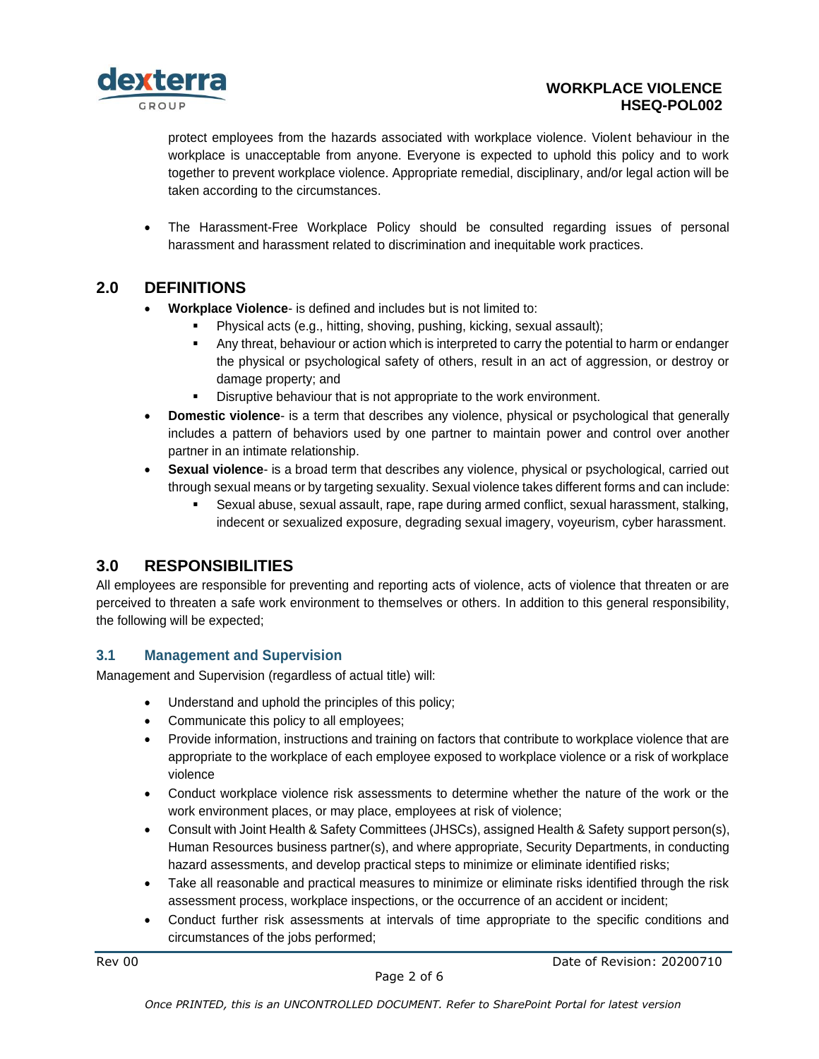protect employees from the hazards associated with workplace violence. Violent behaviour in the workplace is unacceptable from anyone. Everyone is expected to uphold this policy and to work together to prevent workplace violence. Appropriate remedial, disciplinary, and/or legal action will be taken according to the circumstances.

- The Harassment-Free Workplace Policy should be consulted regarding issues of personal harassment and harassment related to discrimination and inequitable work practices.

## 2.0 DEFINITIONS

- **Workplace Violence**- is defined and includes but is not limited to:
  - Physical acts (e.g., hitting, shoving, pushing, kicking, sexual assault);
  - Any threat, behaviour or action which is interpreted to carry the potential to harm or endanger the physical or psychological safety of others, result in an act of aggression, or destroy or damage property; and
  - Disruptive behaviour that is not appropriate to the work environment.
- **Domestic violence**- is a term that describes any violence, physical or psychological that generally includes a pattern of behaviors used by one partner to maintain power and control over another partner in an intimate relationship.
- **Sexual violence**- is a broad term that describes any violence, physical or psychological, carried out through sexual means or by targeting sexuality. Sexual violence takes different forms and can include:
  - Sexual abuse, sexual assault, rape, rape during armed conflict, sexual harassment, stalking, indecent or sexualized exposure, degrading sexual imagery, voyeurism, cyber harassment.

## 3.0 RESPONSIBILITIES

All employees are responsible for preventing and reporting acts of violence, acts of violence that threaten or are perceived to threaten a safe work environment to themselves or others. In addition to this general responsibility, the following will be expected;

### 3.1 Management and Supervision

Management and Supervision (regardless of actual title) will:

- Understand and uphold the principles of this policy;
- Communicate this policy to all employees;
- Provide information, instructions and training on factors that contribute to workplace violence that are appropriate to the workplace of each employee exposed to workplace violence or a risk of workplace violence
- Conduct workplace violence risk assessments to determine whether the nature of the work or the work environment places, or may place, employees at risk of violence;
- Consult with Joint Health & Safety Committees (JHSCs), assigned Health & Safety support person(s), Human Resources business partner(s), and where appropriate, Security Departments, in conducting hazard assessments, and develop practical steps to minimize or eliminate identified risks;
- Take all reasonable and practical measures to minimize or eliminate risks identified through the risk assessment process, workplace inspections, or the occurrence of an accident or incident;
- Conduct further risk assessments at intervals of time appropriate to the specific conditions and circumstances of the jobs performed;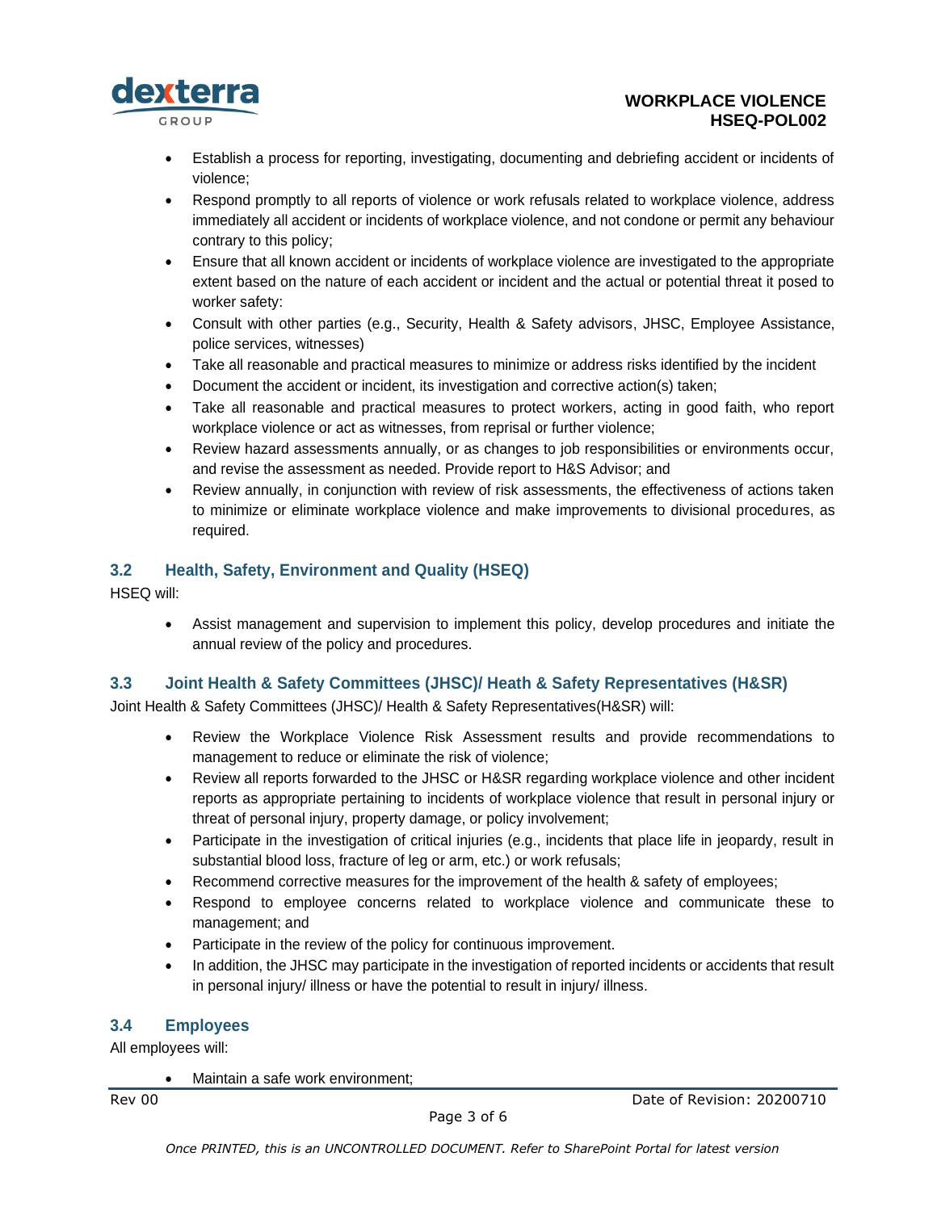- Establish a process for reporting, investigating, documenting and debriefing accident or incidents of violence;
- Respond promptly to all reports of violence or work refusals related to workplace violence, address immediately all accident or incidents of workplace violence, and not condone or permit any behaviour contrary to this policy;
- Ensure that all known accident or incidents of workplace violence are investigated to the appropriate extent based on the nature of each accident or incident and the actual or potential threat it posed to worker safety:
- Consult with other parties (e.g., Security, Health & Safety advisors, JHSC, Employee Assistance, police services, witnesses)
- Take all reasonable and practical measures to minimize or address risks identified by the incident
- Document the accident or incident, its investigation and corrective action(s) taken;
- Take all reasonable and practical measures to protect workers, acting in good faith, who report workplace violence or act as witnesses, from reprisal or further violence;
- Review hazard assessments annually, or as changes to job responsibilities or environments occur, and revise the assessment as needed. Provide report to H&S Advisor; and
- Review annually, in conjunction with review of risk assessments, the effectiveness of actions taken to minimize or eliminate workplace violence and make improvements to divisional procedures, as required.

### 3.2 Health, Safety, Environment and Quality (HSEQ)

HSEQ will:

- Assist management and supervision to implement this policy, develop procedures and initiate the annual review of the policy and procedures.

### 3.3 Joint Health & Safety Committees (JHSC)/ Heath & Safety Representatives (H&SR)

Joint Health & Safety Committees (JHSC)/ Health & Safety Representatives(H&SR) will:

- Review the Workplace Violence Risk Assessment results and provide recommendations to management to reduce or eliminate the risk of violence;
- Review all reports forwarded to the JHSC or H&SR regarding workplace violence and other incident reports as appropriate pertaining to incidents of workplace violence that result in personal injury or threat of personal injury, property damage, or policy involvement;
- Participate in the investigation of critical injuries (e.g., incidents that place life in jeopardy, result in substantial blood loss, fracture of leg or arm, etc.) or work refusals;
- Recommend corrective measures for the improvement of the health & safety of employees;
- Respond to employee concerns related to workplace violence and communicate these to management; and
- Participate in the review of the policy for continuous improvement.
- In addition, the JHSC may participate in the investigation of reported incidents or accidents that result in personal injury/ illness or have the potential to result in injury/ illness.

### 3.4 Employees

All employees will:

- Maintain a safe work environment;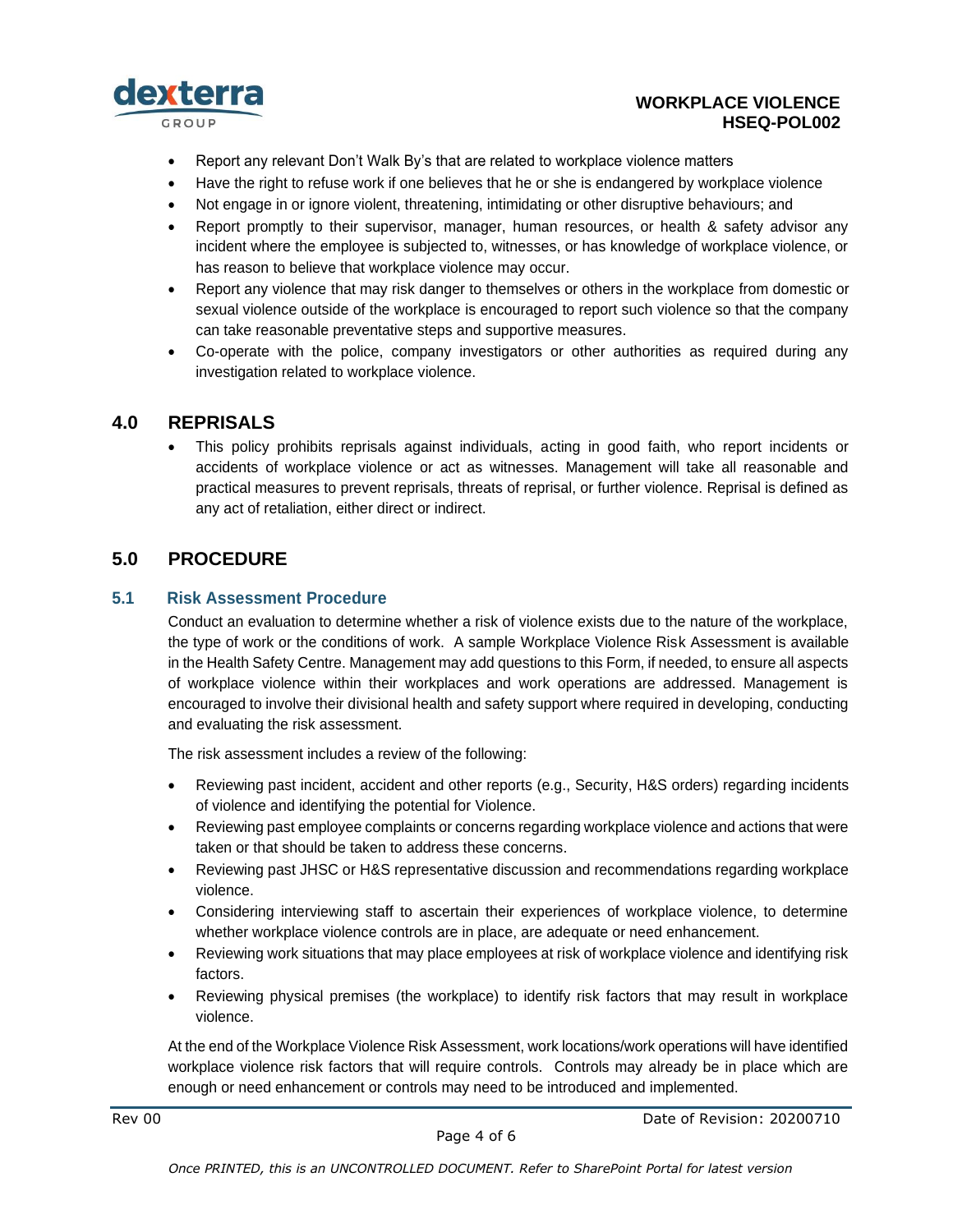- Report any relevant Don't Walk By's that are related to workplace violence matters
- Have the right to refuse work if one believes that he or she is endangered by workplace violence
- Not engage in or ignore violent, threatening, intimidating or other disruptive behaviours; and
- Report promptly to their supervisor, manager, human resources, or health & safety advisor any incident where the employee is subjected to, witnesses, or has knowledge of workplace violence, or has reason to believe that workplace violence may occur.
- Report any violence that may risk danger to themselves or others in the workplace from domestic or sexual violence outside of the workplace is encouraged to report such violence so that the company can take reasonable preventative steps and supportive measures.
- Co-operate with the police, company investigators or other authorities as required during any investigation related to workplace violence.

## 4.0 REPRISALS

- This policy prohibits reprisals against individuals, acting in good faith, who report incidents or accidents of workplace violence or act as witnesses. Management will take all reasonable and practical measures to prevent reprisals, threats of reprisal, or further violence. Reprisal is defined as any act of retaliation, either direct or indirect.

## 5.0 PROCEDURE

### 5.1 Risk Assessment Procedure

Conduct an evaluation to determine whether a risk of violence exists due to the nature of the workplace, the type of work or the conditions of work. A sample Workplace Violence Risk Assessment is available in the Health Safety Centre. Management may add questions to this Form, if needed, to ensure all aspects of workplace violence within their workplaces and work operations are addressed. Management is encouraged to involve their divisional health and safety support where required in developing, conducting and evaluating the risk assessment.

The risk assessment includes a review of the following:

- Reviewing past incident, accident and other reports (e.g., Security, H&S orders) regarding incidents of violence and identifying the potential for Violence.
- Reviewing past employee complaints or concerns regarding workplace violence and actions that were taken or that should be taken to address these concerns.
- Reviewing past JHSC or H&S representative discussion and recommendations regarding workplace violence.
- Considering interviewing staff to ascertain their experiences of workplace violence, to determine whether workplace violence controls are in place, are adequate or need enhancement.
- Reviewing work situations that may place employees at risk of workplace violence and identifying risk factors.
- Reviewing physical premises (the workplace) to identify risk factors that may result in workplace violence.

At the end of the Workplace Violence Risk Assessment, work locations/work operations will have identified workplace violence risk factors that will require controls. Controls may already be in place which are enough or need enhancement or controls may need to be introduced and implemented.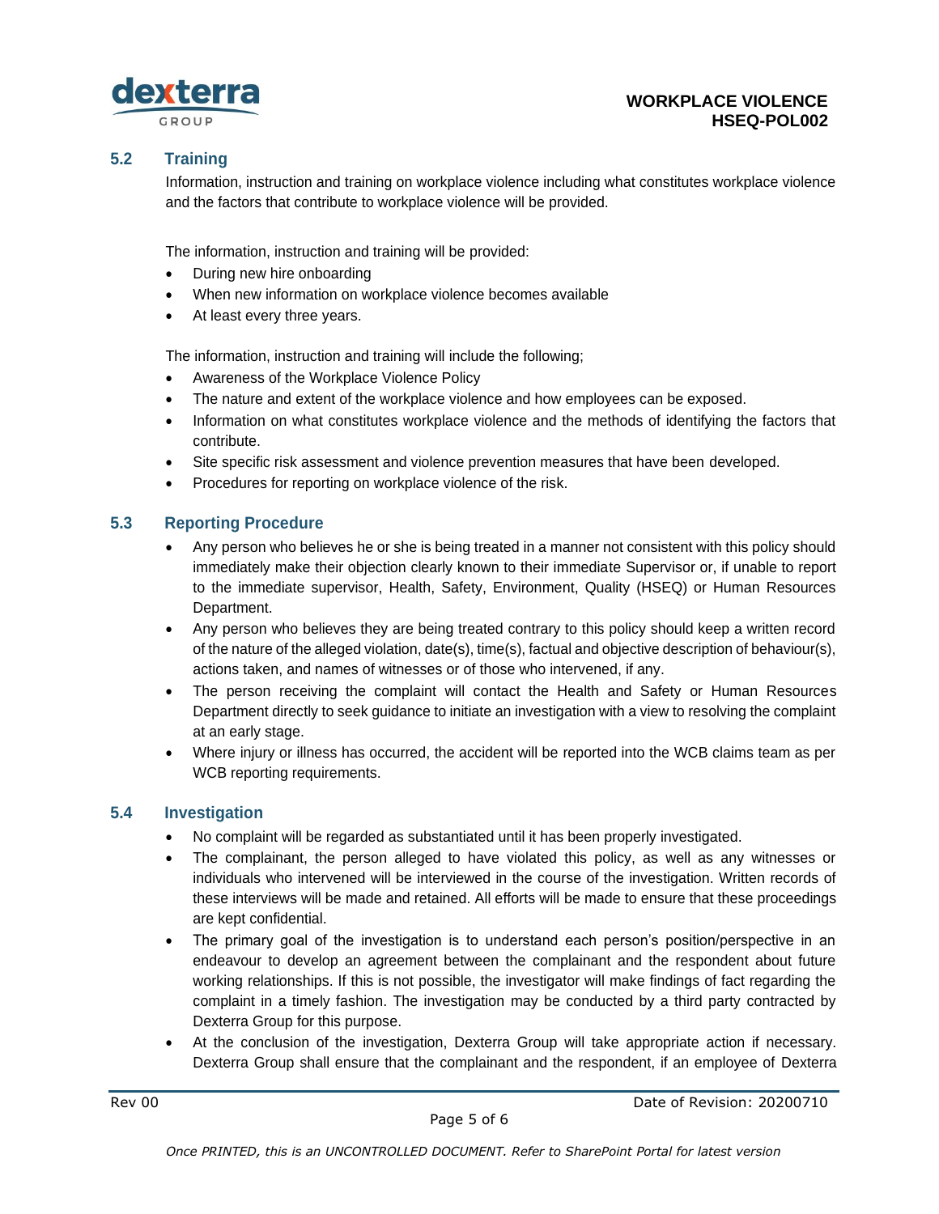### 5.2 Training

Information, instruction and training on workplace violence including what constitutes workplace violence and the factors that contribute to workplace violence will be provided.

The information, instruction and training will be provided:

- During new hire onboarding
- When new information on workplace violence becomes available
- At least every three years.

The information, instruction and training will include the following;

- Awareness of the Workplace Violence Policy
- The nature and extent of the workplace violence and how employees can be exposed.
- Information on what constitutes workplace violence and the methods of identifying the factors that contribute.
- Site specific risk assessment and violence prevention measures that have been developed.
- Procedures for reporting on workplace violence of the risk.

### 5.3 Reporting Procedure

- Any person who believes he or she is being treated in a manner not consistent with this policy should immediately make their objection clearly known to their immediate Supervisor or, if unable to report to the immediate supervisor, Health, Safety, Environment, Quality (HSEQ) or Human Resources Department.
- Any person who believes they are being treated contrary to this policy should keep a written record of the nature of the alleged violation, date(s), time(s), factual and objective description of behaviour(s), actions taken, and names of witnesses or of those who intervened, if any.
- The person receiving the complaint will contact the Health and Safety or Human Resources Department directly to seek guidance to initiate an investigation with a view to resolving the complaint at an early stage.
- Where injury or illness has occurred, the accident will be reported into the WCB claims team as per WCB reporting requirements.

### 5.4 Investigation

- No complaint will be regarded as substantiated until it has been properly investigated.
- The complainant, the person alleged to have violated this policy, as well as any witnesses or individuals who intervened will be interviewed in the course of the investigation. Written records of these interviews will be made and retained. All efforts will be made to ensure that these proceedings are kept confidential.
- The primary goal of the investigation is to understand each person's position/perspective in an endeavour to develop an agreement between the complainant and the respondent about future working relationships. If this is not possible, the investigator will make findings of fact regarding the complaint in a timely fashion. The investigation may be conducted by a third party contracted by Dexterra Group for this purpose.
- At the conclusion of the investigation, Dexterra Group will take appropriate action if necessary. Dexterra Group shall ensure that the complainant and the respondent, if an employee of Dexterra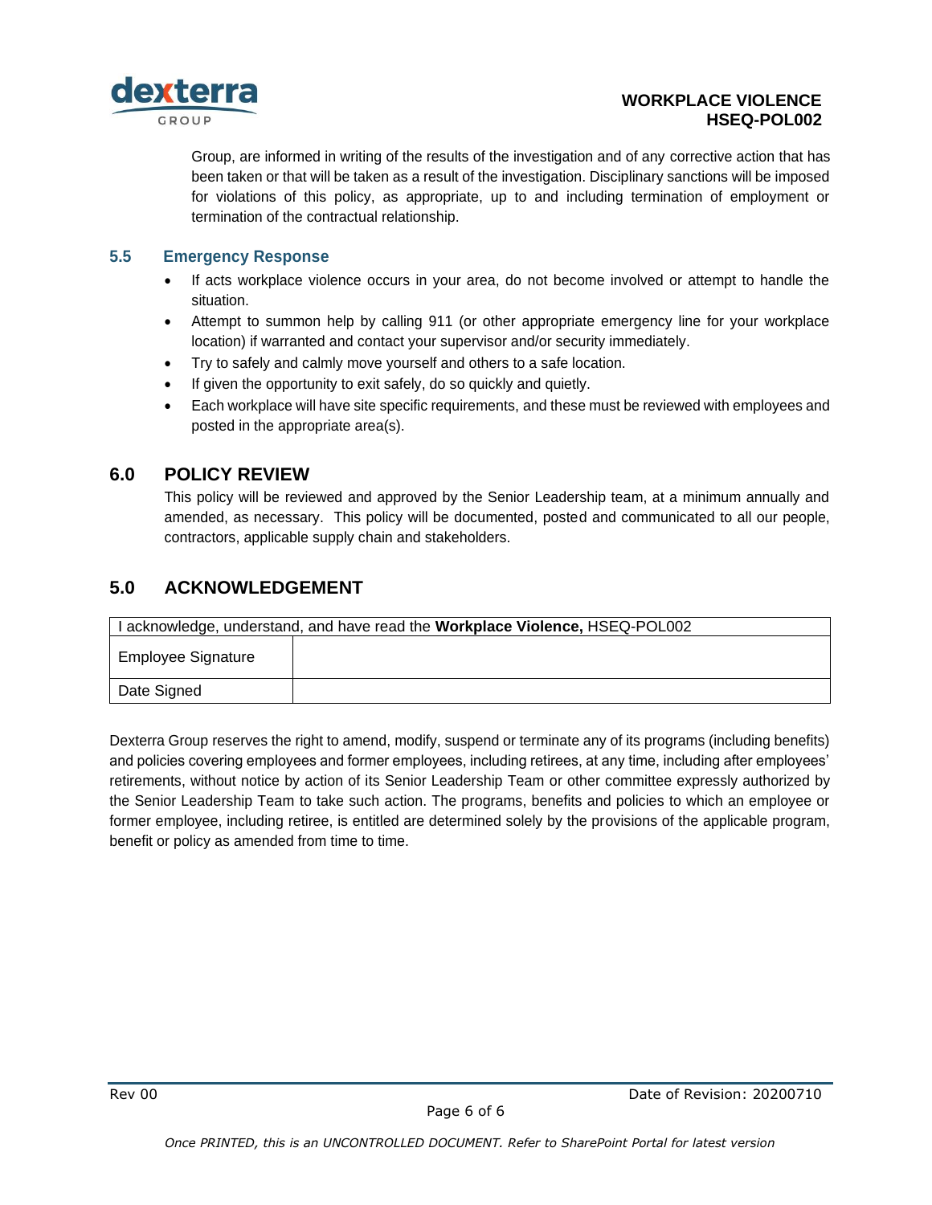Group, are informed in writing of the results of the investigation and of any corrective action that has been taken or that will be taken as a result of the investigation. Disciplinary sanctions will be imposed for violations of this policy, as appropriate, up to and including termination of employment or termination of the contractual relationship.

### 5.5 Emergency Response

- If acts workplace violence occurs in your area, do not become involved or attempt to handle the situation.
- Attempt to summon help by calling 911 (or other appropriate emergency line for your workplace location) if warranted and contact your supervisor and/or security immediately.
- Try to safely and calmly move yourself and others to a safe location.
- If given the opportunity to exit safely, do so quickly and quietly.
- Each workplace will have site specific requirements, and these must be reviewed with employees and posted in the appropriate area(s).

## 6.0 POLICY REVIEW

This policy will be reviewed and approved by the Senior Leadership team, at a minimum annually and amended, as necessary. This policy will be documented, posted and communicated to all our people, contractors, applicable supply chain and stakeholders.

## 5.0 ACKNOWLEDGEMENT

| I acknowledge, understand, and have read the **Workplace Violence,** HSEQ-POL002 | |
|---|---|
| Employee Signature | |
| Date Signed | |

Dexterra Group reserves the right to amend, modify, suspend or terminate any of its programs (including benefits) and policies covering employees and former employees, including retirees, at any time, including after employees' retirements, without notice by action of its Senior Leadership Team or other committee expressly authorized by the Senior Leadership Team to take such action. The programs, benefits and policies to which an employee or former employee, including retiree, is entitled are determined solely by the provisions of the applicable program, benefit or policy as amended from time to time.